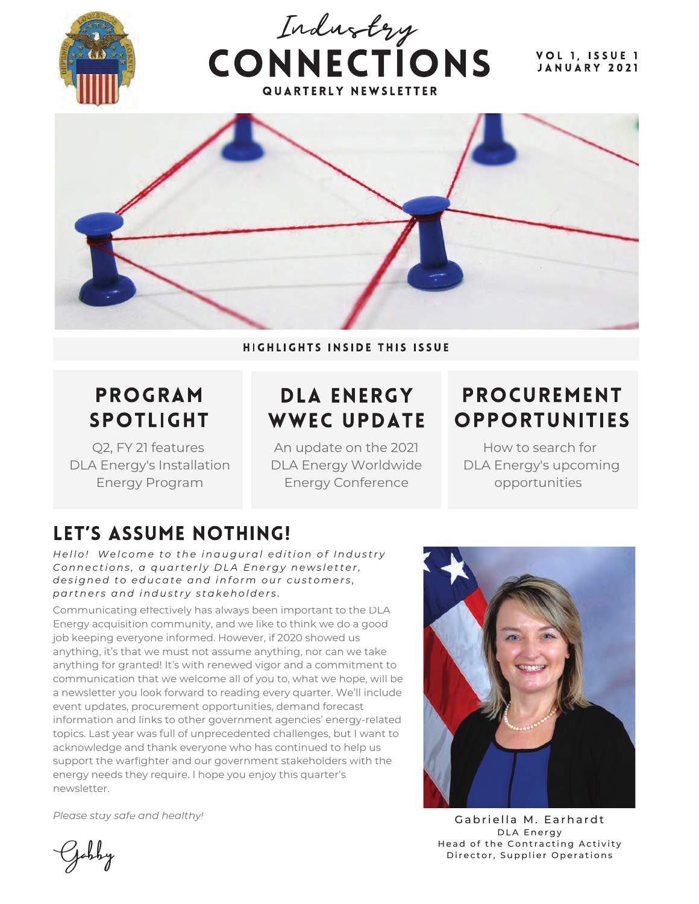# Industry CONNECTIONS

QUARTERLY NEWSLETTER

VOL 1, ISSUE 1
JANUARY 2021

HIGHLIGHTS INSIDE THIS ISSUE

## PROGRAM SPOTLIGHT

Q2, FY 21 features DLA Energy's Installation Energy Program

## DLA ENERGY WWEC UPDATE

An update on the 2021 DLA Energy Worldwide Energy Conference

## PROCUREMENT OPPORTUNITIES

How to search for DLA Energy's upcoming opportunities

## LET'S ASSUME NOTHING!

*Hello! Welcome to the inaugural edition of Industry Connections, a quarterly DLA Energy newsletter, designed to educate and inform our customers, partners and industry stakeholders.*

Communicating effectively has always been important to the DLA Energy acquisition community, and we like to think we do a good job keeping everyone informed. However, if 2020 showed us anything, it's that we must not assume anything, nor can we take anything for granted! It's with renewed vigor and a commitment to communication that we welcome all of you to, what we hope, will be a newsletter you look forward to reading every quarter. We'll include event updates, procurement opportunities, demand forecast information and links to other government agencies' energy-related topics. Last year was full of unprecedented challenges, but I want to acknowledge and thank everyone who has continued to help us support the warfighter and our government stakeholders with the energy needs they require. I hope you enjoy this quarter's newsletter.

*Please stay safe and healthy!*

Gabby

Gabriella M. Earhardt
DLA Energy
Head of the Contracting Activity
Director, Supplier Operations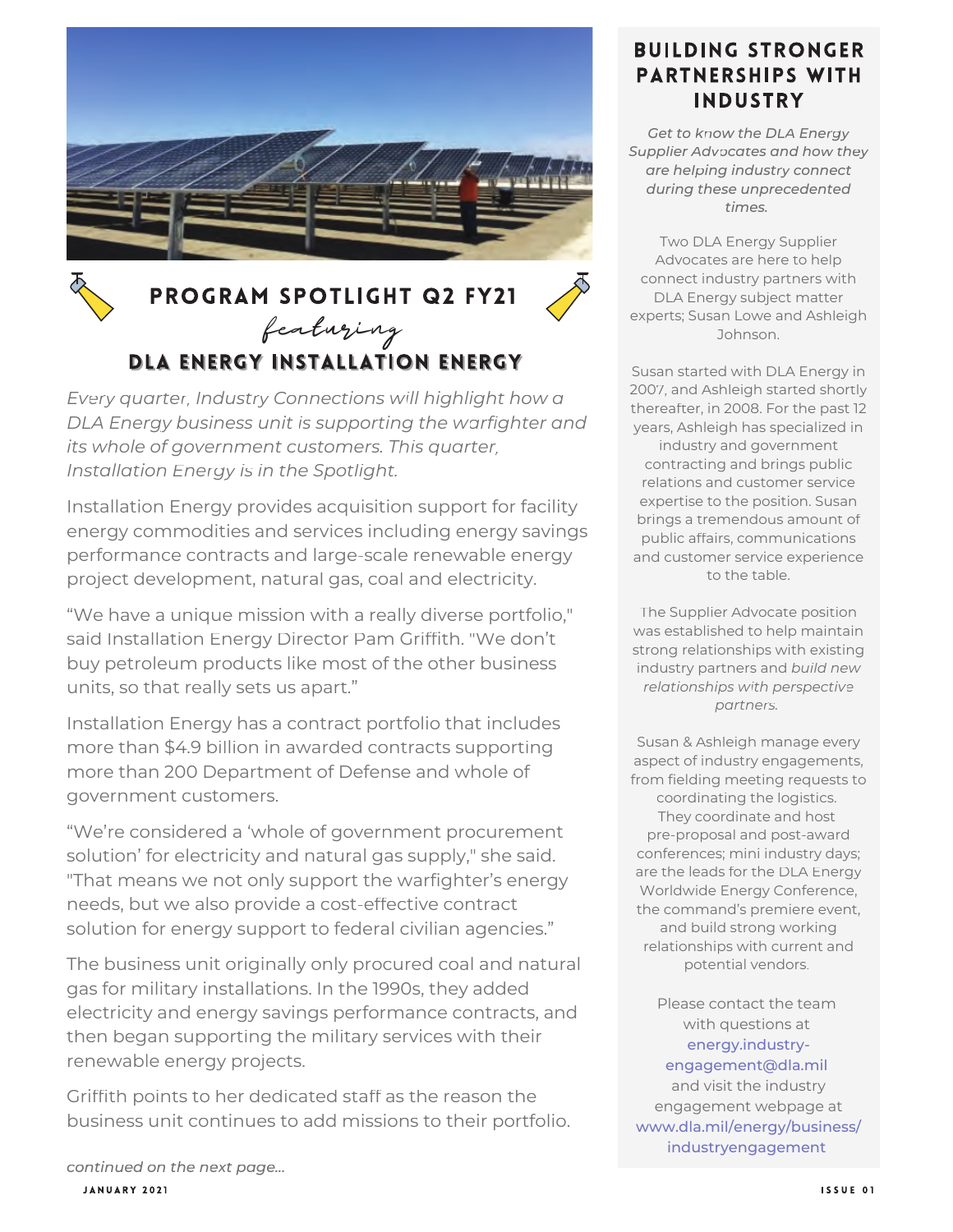# PROGRAM SPOTLIGHT Q2 FY21

*featuring*

## DLA ENERGY INSTALLATION ENERGY

*Every quarter, Industry Connections will highlight how a DLA Energy business unit is supporting the warfighter and its whole of government customers. This quarter, Installation Energy is in the Spotlight.*

Installation Energy provides acquisition support for facility energy commodities and services including energy savings performance contracts and large-scale renewable energy project development, natural gas, coal and electricity.

"We have a unique mission with a really diverse portfolio," said Installation Energy Director Pam Griffith. "We don't buy petroleum products like most of the other business units, so that really sets us apart."

Installation Energy has a contract portfolio that includes more than $4.9 billion in awarded contracts supporting more than 200 Department of Defense and whole of government customers.

"We're considered a 'whole of government procurement solution' for electricity and natural gas supply," she said. "That means we not only support the warfighter's energy needs, but we also provide a cost-effective contract solution for energy support to federal civilian agencies."

The business unit originally only procured coal and natural gas for military installations. In the 1990s, they added electricity and energy savings performance contracts, and then began supporting the military services with their renewable energy projects.

Griffith points to her dedicated staff as the reason the business unit continues to add missions to their portfolio.

*continued on the next page...*

## BUILDING STRONGER PARTNERSHIPS WITH INDUSTRY

*Get to know the DLA Energy Supplier Advocates and how they are helping industry connect during these unprecedented times.*

Two DLA Energy Supplier Advocates are here to help connect industry partners with DLA Energy subject matter experts; Susan Lowe and Ashleigh Johnson.

Susan started with DLA Energy in 2007, and Ashleigh started shortly thereafter, in 2008. For the past 12 years, Ashleigh has specialized in industry and government contracting and brings public relations and customer service expertise to the position. Susan brings a tremendous amount of public affairs, communications and customer service experience to the table.

The Supplier Advocate position was established to help maintain strong relationships with existing industry partners and *build new relationships with perspective partners.*

Susan & Ashleigh manage every aspect of industry engagements, from fielding meeting requests to coordinating the logistics. They coordinate and host pre-proposal and post-award conferences; mini industry days; are the leads for the DLA Energy Worldwide Energy Conference, the command's premiere event, and build strong working relationships with current and potential vendors.

Please contact the team with questions at energy.industry-engagement@dla.mil and visit the industry engagement webpage at www.dla.mil/energy/business/industryengagement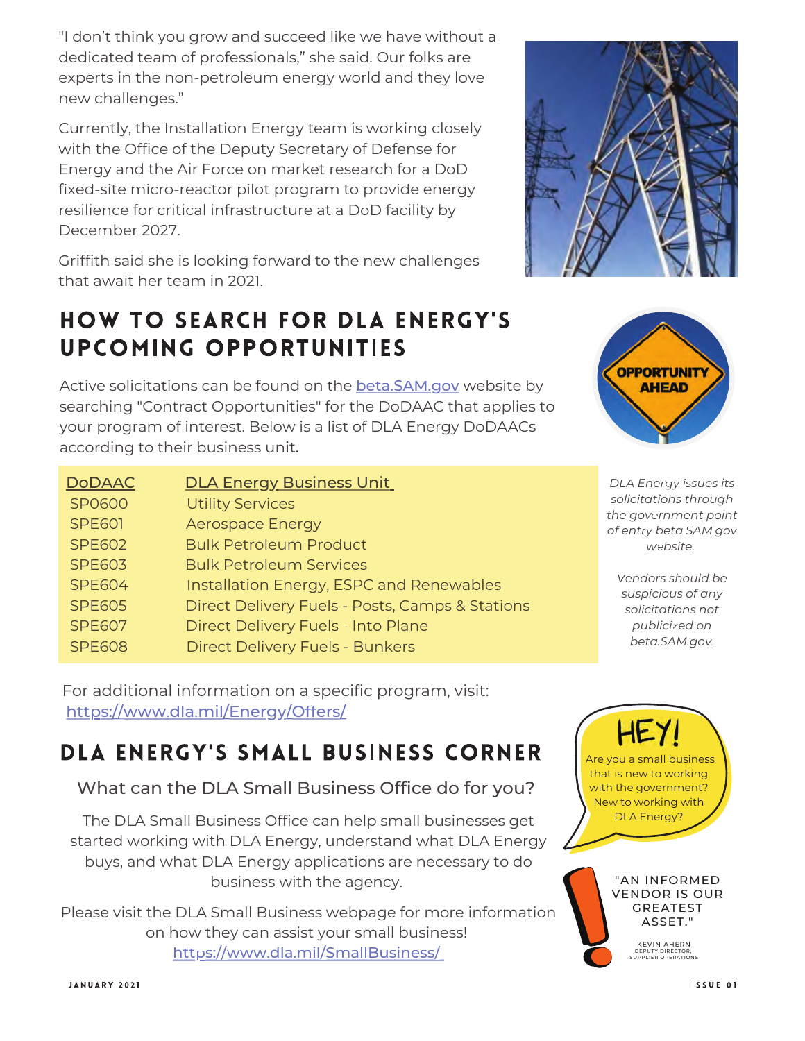"I don't think you grow and succeed like we have without a dedicated team of professionals," she said. Our folks are experts in the non-petroleum energy world and they love new challenges."

Currently, the Installation Energy team is working closely with the Office of the Deputy Secretary of Defense for Energy and the Air Force on market research for a DoD fixed-site micro-reactor pilot program to provide energy resilience for critical infrastructure at a DoD facility by December 2027.

Griffith said she is looking forward to the new challenges that await her team in 2021.

## HOW TO SEARCH FOR DLA ENERGY'S UPCOMING OPPORTUNITIES

OPPORTUNITY AHEAD

Active solicitations can be found on the beta.SAM.gov website by searching "Contract Opportunities" for the DoDAAC that applies to your program of interest. Below is a list of DLA Energy DoDAACs according to their business unit.

| DoDAAC | DLA Energy Business Unit |
|---|---|
| SP0600 | Utility Services |
| SPE601 | Aerospace Energy |
| SPE602 | Bulk Petroleum Product |
| SPE603 | Bulk Petroleum Services |
| SPE604 | Installation Energy, ESPC and Renewables |
| SPE605 | Direct Delivery Fuels - Posts, Camps & Stations |
| SPE607 | Direct Delivery Fuels - Into Plane |
| SPE608 | Direct Delivery Fuels - Bunkers |

*DLA Energy issues its solicitations through the government point of entry beta.SAM.gov website.*

*Vendors should be suspicious of any solicitations not publicized on beta.SAM.gov.*

For additional information on a specific program, visit: https://www.dla.mil/Energy/Offers/

## DLA ENERGY'S SMALL BUSINESS CORNER

### What can the DLA Small Business Office do for you?

The DLA Small Business Office can help small businesses get started working with DLA Energy, understand what DLA Energy buys, and what DLA Energy applications are necessary to do business with the agency.

Please visit the DLA Small Business webpage for more information on how they can assist your small business! https://www.dla.mil/SmallBusiness/

HEY! Are you a small business that is new to working with the government? New to working with DLA Energy?

"AN INFORMED VENDOR IS OUR GREATEST ASSET."

KEVIN AHERN
DEPUTY DIRECTOR, SUPPLIER OPERATIONS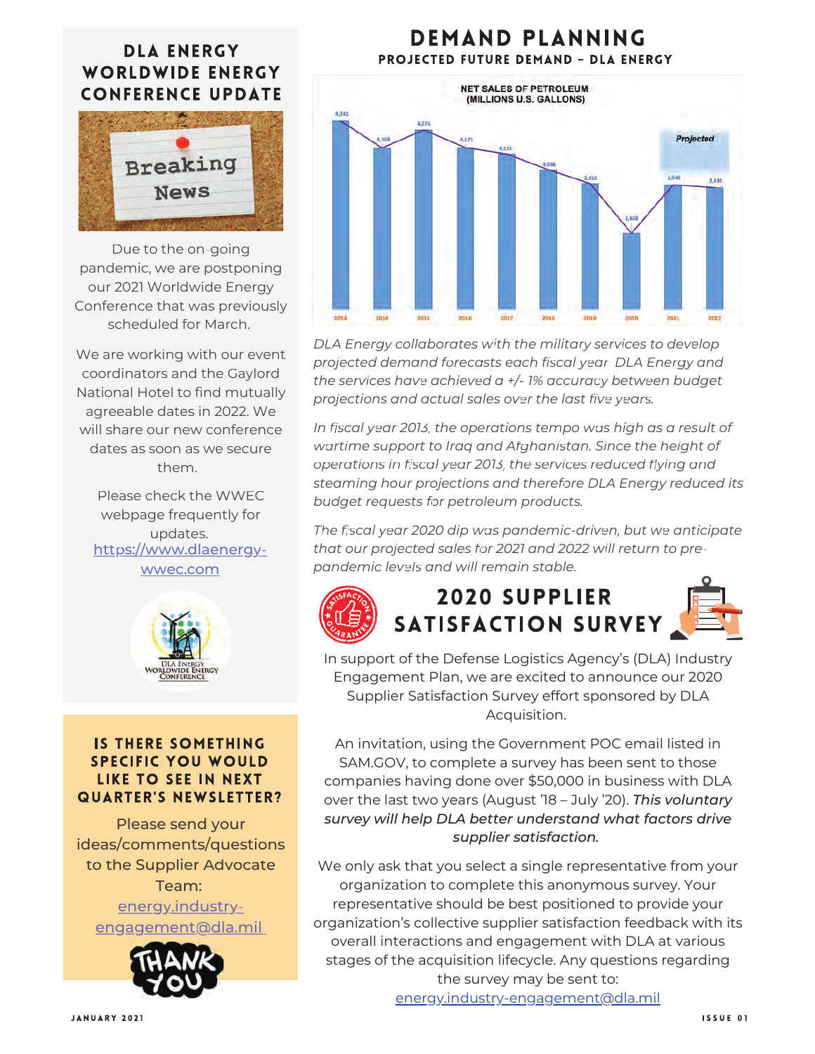## DLA ENERGY WORLDWIDE ENERGY CONFERENCE UPDATE

Breaking News

Due to the on-going pandemic, we are postponing our 2021 Worldwide Energy Conference that was previously scheduled for March.

We are working with our event coordinators and the Gaylord National Hotel to find mutually agreeable dates in 2022. We will share our new conference dates as soon as we secure them.

Please check the WWEC webpage frequently for updates.
https://www.dlaenergy-wwec.com

DLA ENERGY WORLDWIDE ENERGY CONFERENCE

### IS THERE SOMETHING SPECIFIC YOU WOULD LIKE TO SEE IN NEXT QUARTER'S NEWSLETTER?

Please send your ideas/comments/questions to the Supplier Advocate Team:
energy.industry-engagement@dla.mil

THANK YOU

## DEMAND PLANNING

### PROJECTED FUTURE DEMAND – DLA ENERGY

NET SALES OF PETROLEUM
(MILLIONS U.S. GALLONS)

Projected

4,331
4,168
4,275
4,171
4,131
4,038
3,956
3,658
3,940
3,930

2013
2014
2015
2016
2017
2018
2019
2020
2021
2022

*DLA Energy collaborates with the military services to develop projected demand forecasts each fiscal year. DLA Energy and the services have achieved a +/- 1% accuracy between budget projections and actual sales over the last five years.*

*In fiscal year 2013, the operations tempo was high as a result of wartime support to Iraq and Afghanistan. Since the height of operations in fiscal year 2013, the services reduced flying and steaming hour projections and therefore DLA Energy reduced its budget requests for petroleum products.*

*The fiscal year 2020 dip was pandemic-driven, but we anticipate that our projected sales for 2021 and 2022 will return to pre-pandemic levels and will remain stable.*

## 2020 SUPPLIER SATISFACTION SURVEY

In support of the Defense Logistics Agency's (DLA) Industry Engagement Plan, we are excited to announce our 2020 Supplier Satisfaction Survey effort sponsored by DLA Acquisition.

An invitation, using the Government POC email listed in SAM.GOV, to complete a survey has been sent to those companies having done over $50,000 in business with DLA over the last two years (August '18 – July '20). *This voluntary survey will help DLA better understand what factors drive supplier satisfaction.*

We only ask that you select a single representative from your organization to complete this anonymous survey. Your representative should be best positioned to provide your organization's collective supplier satisfaction feedback with its overall interactions and engagement with DLA at various stages of the acquisition lifecycle. Any questions regarding the survey may be sent to:
energy.industry-engagement@dla.mil